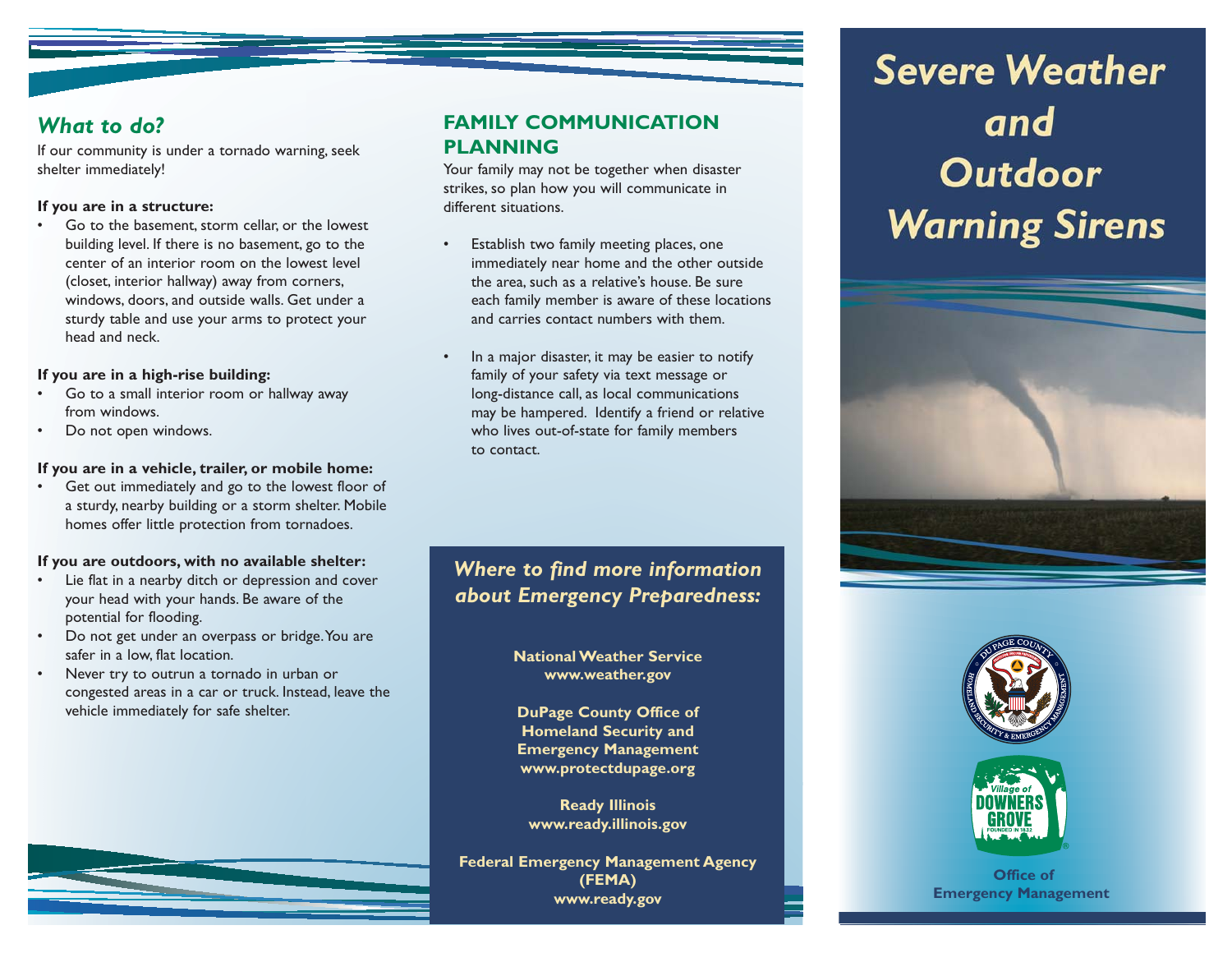## *What to do?*

If our community is under a tornado warning, seek shelter immediately!

**If you are in a structure:**

- Go to the basement, storm cellar, or the lowest building level. If there is no basement, go to the center of an interior room on the lowest level (closet, interior hallway) away from corners, windows, doors, and outside walls. Get under a sturdy table and use your arms to protect your head and neck.

**If you are in a high-rise building:**

- Go to a small interior room or hallway away from windows.
- Do not open windows.

**If you are in a vehicle, trailer, or mobile home:**

- Get out immediately and go to the lowest floor of a sturdy, nearby building or a storm shelter. Mobile homes offer little protection from tornadoes.

**If you are outdoors, with no available shelter:**

- Lie flat in a nearby ditch or depression and cover your head with your hands. Be aware of the potential for flooding.
- Do not get under an overpass or bridge. You are safer in a low, flat location.
- Never try to outrun a tornado in urban or congested areas in a car or truck. Instead, leave the vehicle immediately for safe shelter.

## FAMILY COMMUNICATION PLANNING

Your family may not be together when disaster strikes, so plan how you will communicate in different situations.

- Establish two family meeting places, one immediately near home and the other outside the area, such as a relative's house. Be sure each family member is aware of these locations and carries contact numbers with them.
- In a major disaster, it may be easier to notify family of your safety via text message or long-distance call, as local communications may be hampered. Identify a friend or relative who lives out-of-state for family members to contact.

### *Where to find more information about Emergency Preparedness:*

**National Weather Service**
**www.weather.gov**

**DuPage County Office of Homeland Security and Emergency Management**
**www.protectdupage.org**

**Ready Illinois**
**www.ready.illinois.gov**

**Federal Emergency Management Agency (FEMA)**
**www.ready.gov**

# *Severe Weather and Outdoor Warning Sirens*

DU PAGE COUNTY HOMELAND SECURITY & EMERGENCY MANAGEMENT

Village of DOWNERS GROVE FOUNDED IN 1832

**Office of Emergency Management**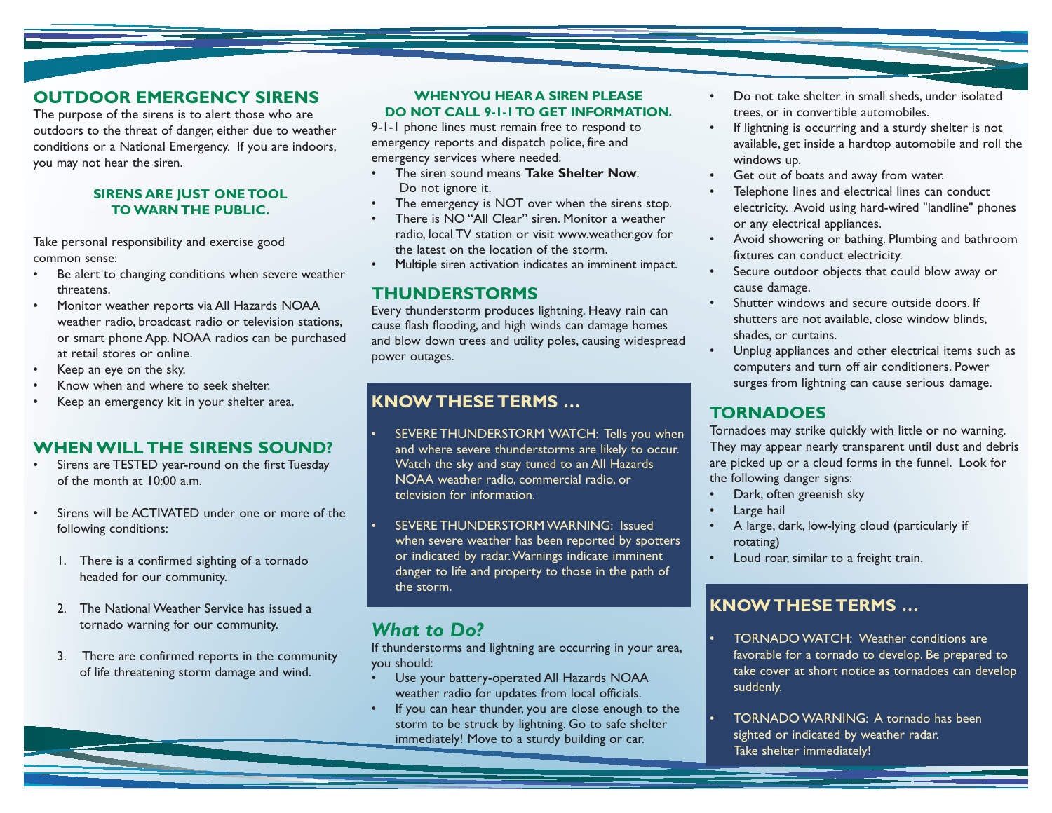## OUTDOOR EMERGENCY SIRENS

The purpose of the sirens is to alert those who are outdoors to the threat of danger, either due to weather conditions or a National Emergency. If you are indoors, you may not hear the siren.

**SIRENS ARE JUST ONE TOOL TO WARN THE PUBLIC.**

Take personal responsibility and exercise good common sense:

- Be alert to changing conditions when severe weather threatens.
- Monitor weather reports via All Hazards NOAA weather radio, broadcast radio or television stations, or smart phone App. NOAA radios can be purchased at retail stores or online.
- Keep an eye on the sky.
- Know when and where to seek shelter.
- Keep an emergency kit in your shelter area.

## WHEN WILL THE SIRENS SOUND?

- Sirens are TESTED year-round on the first Tuesday of the month at 10:00 a.m.
- Sirens will be ACTIVATED under one or more of the following conditions:
  1. There is a confirmed sighting of a tornado headed for our community.
  2. The National Weather Service has issued a tornado warning for our community.
  3. There are confirmed reports in the community of life threatening storm damage and wind.

**WHEN YOU HEAR A SIREN PLEASE DO NOT CALL 9-1-1 TO GET INFORMATION.**

9-1-1 phone lines must remain free to respond to emergency reports and dispatch police, fire and emergency services where needed.

- The siren sound means **Take Shelter Now**. Do not ignore it.
- The emergency is NOT over when the sirens stop.
- There is NO "All Clear" siren. Monitor a weather radio, local TV station or visit www.weather.gov for the latest on the location of the storm.
- Multiple siren activation indicates an imminent impact.

## THUNDERSTORMS

Every thunderstorm produces lightning. Heavy rain can cause flash flooding, and high winds can damage homes and blow down trees and utility poles, causing widespread power outages.

### KNOW THESE TERMS ...

- SEVERE THUNDERSTORM WATCH: Tells you when and where severe thunderstorms are likely to occur. Watch the sky and stay tuned to an All Hazards NOAA weather radio, commercial radio, or television for information.
- SEVERE THUNDERSTORM WARNING: Issued when severe weather has been reported by spotters or indicated by radar. Warnings indicate imminent danger to life and property to those in the path of the storm.

### *What to Do?*

If thunderstorms and lightning are occurring in your area, you should:

- Use your battery-operated All Hazards NOAA weather radio for updates from local officials.
- If you can hear thunder, you are close enough to the storm to be struck by lightning. Go to safe shelter immediately! Move to a sturdy building or car.
- Do not take shelter in small sheds, under isolated trees, or in convertible automobiles.
- If lightning is occurring and a sturdy shelter is not available, get inside a hardtop automobile and roll the windows up.
- Get out of boats and away from water.
- Telephone lines and electrical lines can conduct electricity. Avoid using hard-wired "landline" phones or any electrical appliances.
- Avoid showering or bathing. Plumbing and bathroom fixtures can conduct electricity.
- Secure outdoor objects that could blow away or cause damage.
- Shutter windows and secure outside doors. If shutters are not available, close window blinds, shades, or curtains.
- Unplug appliances and other electrical items such as computers and turn off air conditioners. Power surges from lightning can cause serious damage.

## TORNADOES

Tornadoes may strike quickly with little or no warning. They may appear nearly transparent until dust and debris are picked up or a cloud forms in the funnel. Look for the following danger signs:

- Dark, often greenish sky
- Large hail
- A large, dark, low-lying cloud (particularly if rotating)
- Loud roar, similar to a freight train.

### KNOW THESE TERMS ...

- TORNADO WATCH: Weather conditions are favorable for a tornado to develop. Be prepared to take cover at short notice as tornadoes can develop suddenly.
- TORNADO WARNING: A tornado has been sighted or indicated by weather radar. Take shelter immediately!